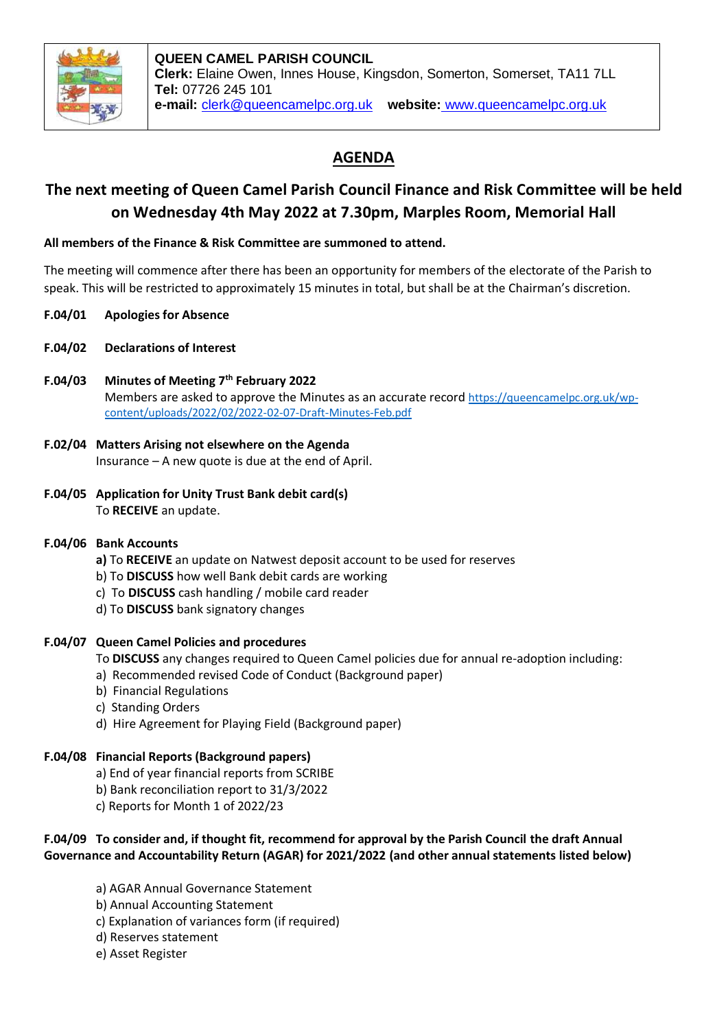**QUEEN CAMEL PARISH COUNCIL**
**Clerk:** Elaine Owen, Innes House, Kingsdon, Somerton, Somerset, TA11 7LL
**Tel:** 07726 245 101
**e-mail:** clerk@queencamelpc.org.uk **website:** www.queencamelpc.org.uk

# AGENDA

## The next meeting of Queen Camel Parish Council Finance and Risk Committee will be held on Wednesday 4th May 2022 at 7.30pm, Marples Room, Memorial Hall

**All members of the Finance & Risk Committee are summoned to attend.**

The meeting will commence after there has been an opportunity for members of the electorate of the Parish to speak. This will be restricted to approximately 15 minutes in total, but shall be at the Chairman's discretion.

**F.04/01 Apologies for Absence**

**F.04/02 Declarations of Interest**

**F.04/03 Minutes of Meeting 7th February 2022**
Members are asked to approve the Minutes as an accurate record https://queencamelpc.org.uk/wp-content/uploads/2022/02/2022-02-07-Draft-Minutes-Feb.pdf

**F.02/04 Matters Arising not elsewhere on the Agenda**
Insurance – A new quote is due at the end of April.

**F.04/05 Application for Unity Trust Bank debit card(s)**
To **RECEIVE** an update.

**F.04/06 Bank Accounts**
**a)** To **RECEIVE** an update on Natwest deposit account to be used for reserves
b) To **DISCUSS** how well Bank debit cards are working
c) To **DISCUSS** cash handling / mobile card reader
d) To **DISCUSS** bank signatory changes

**F.04/07 Queen Camel Policies and procedures**
To **DISCUSS** any changes required to Queen Camel policies due for annual re-adoption including:
a) Recommended revised Code of Conduct (Background paper)
b) Financial Regulations
c) Standing Orders
d) Hire Agreement for Playing Field (Background paper)

**F.04/08 Financial Reports (Background papers)**
a) End of year financial reports from SCRIBE
b) Bank reconciliation report to 31/3/2022
c) Reports for Month 1 of 2022/23

**F.04/09 To consider and, if thought fit, recommend for approval by the Parish Council the draft Annual Governance and Accountability Return (AGAR) for 2021/2022 (and other annual statements listed below)**

a) AGAR Annual Governance Statement
b) Annual Accounting Statement
c) Explanation of variances form (if required)
d) Reserves statement
e) Asset Register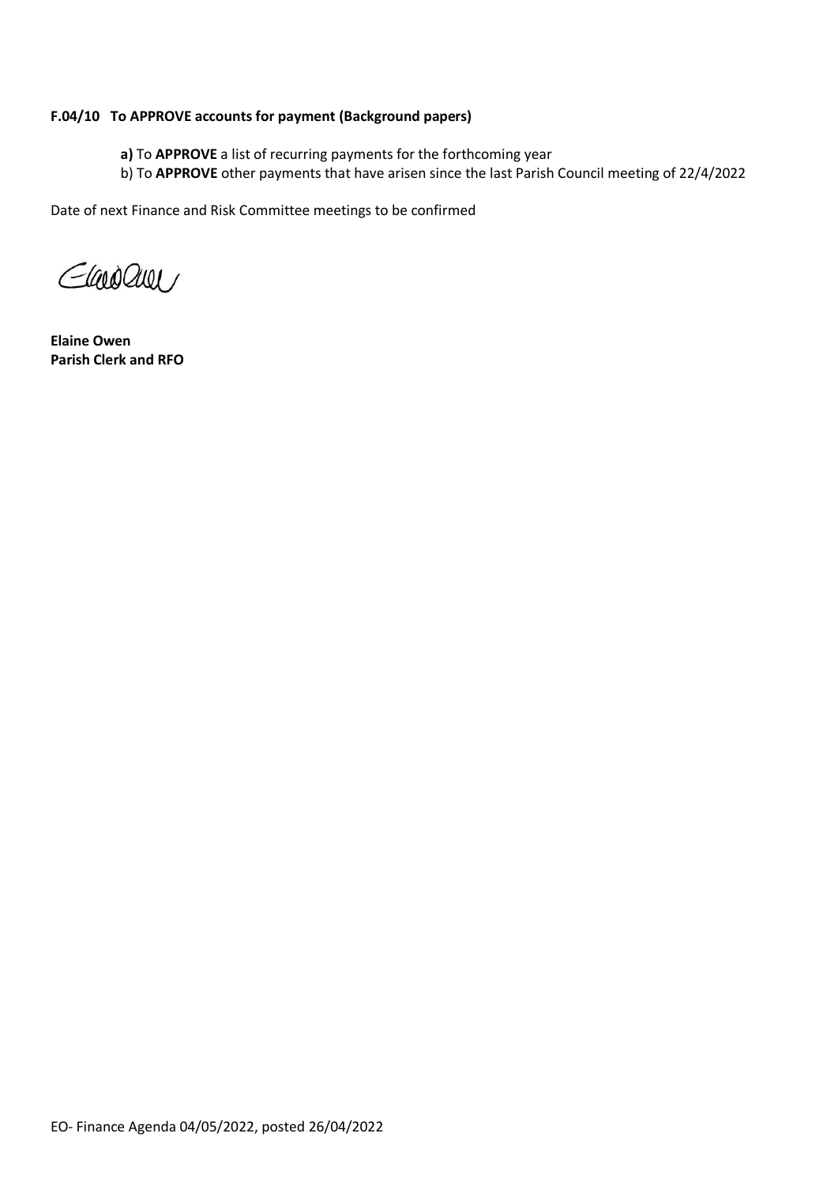**F.04/10 To APPROVE accounts for payment (Background papers)**

**a)** To **APPROVE** a list of recurring payments for the forthcoming year

b) To **APPROVE** other payments that have arisen since the last Parish Council meeting of 22/4/2022

Date of next Finance and Risk Committee meetings to be confirmed

**Elaine Owen**
**Parish Clerk and RFO**

EO- Finance Agenda 04/05/2022, posted 26/04/2022